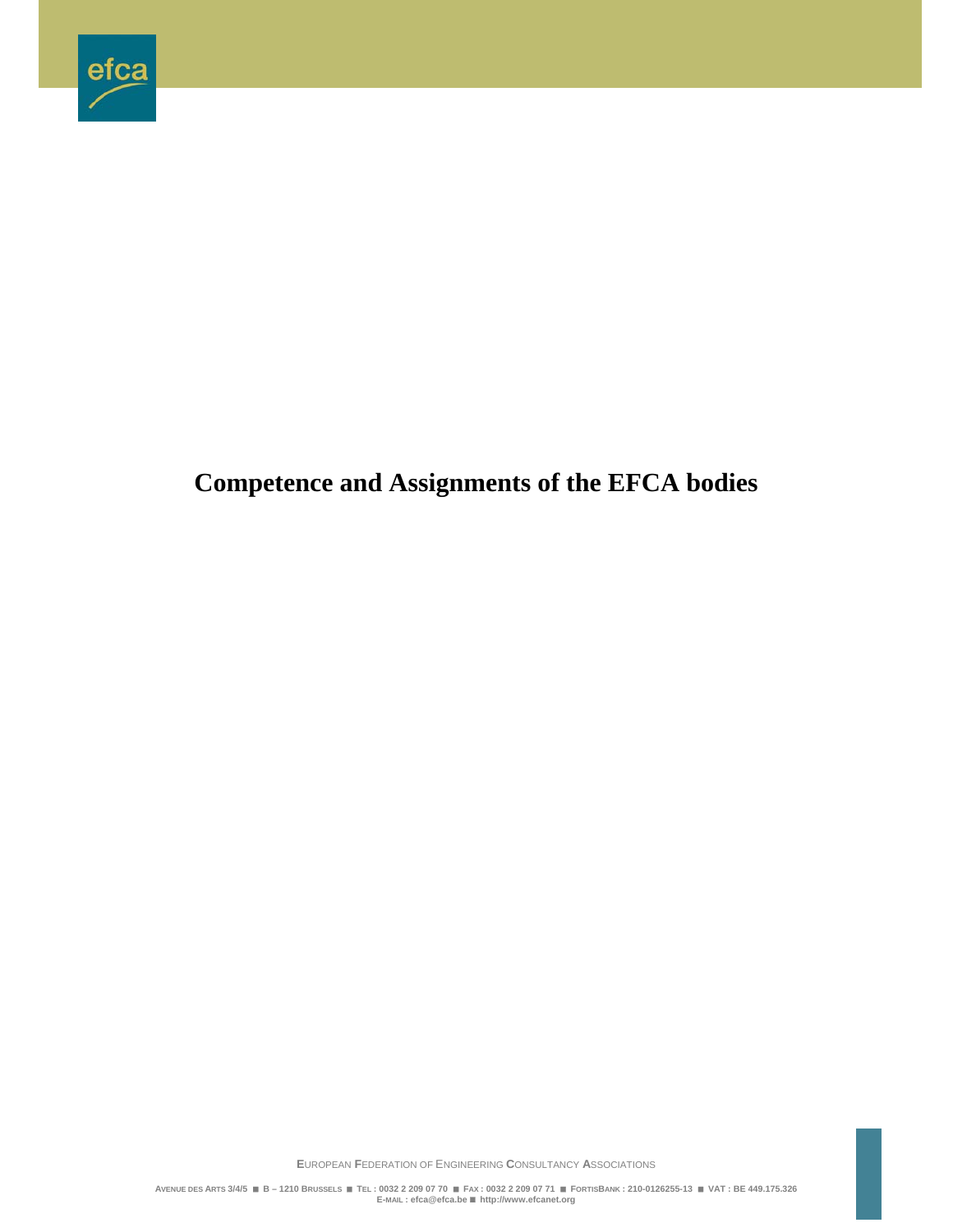# Competence and Assignments of the EFCA bodies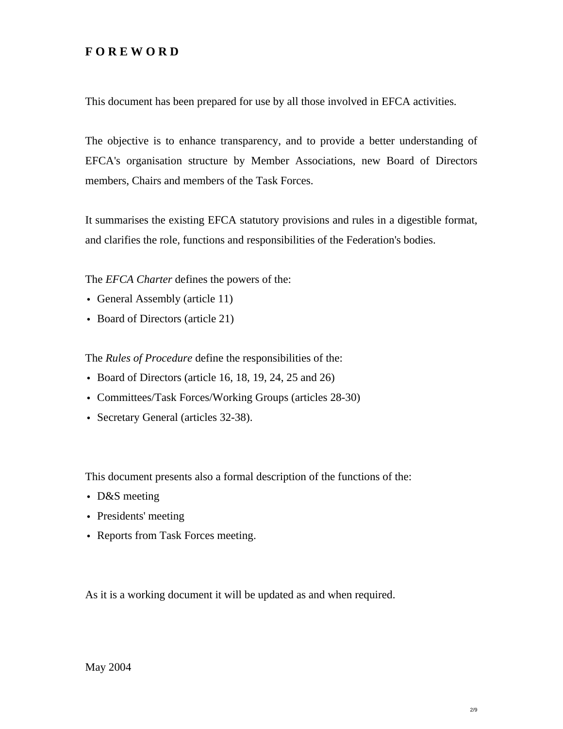# F O R E W O R D

This document has been prepared for use by all those involved in EFCA activities.

The objective is to enhance transparency, and to provide a better understanding of EFCA's organisation structure by Member Associations, new Board of Directors members, Chairs and members of the Task Forces.

It summarises the existing EFCA statutory provisions and rules in a digestible format, and clarifies the role, functions and responsibilities of the Federation's bodies.

The *EFCA Charter* defines the powers of the:

- General Assembly (article 11)
- Board of Directors (article 21)

The *Rules of Procedure* define the responsibilities of the:

- Board of Directors (article 16, 18, 19, 24, 25 and 26)
- Committees/Task Forces/Working Groups (articles 28-30)
- Secretary General (articles 32-38).

This document presents also a formal description of the functions of the:

- D&S meeting
- Presidents' meeting
- Reports from Task Forces meeting.

As it is a working document it will be updated as and when required.

May 2004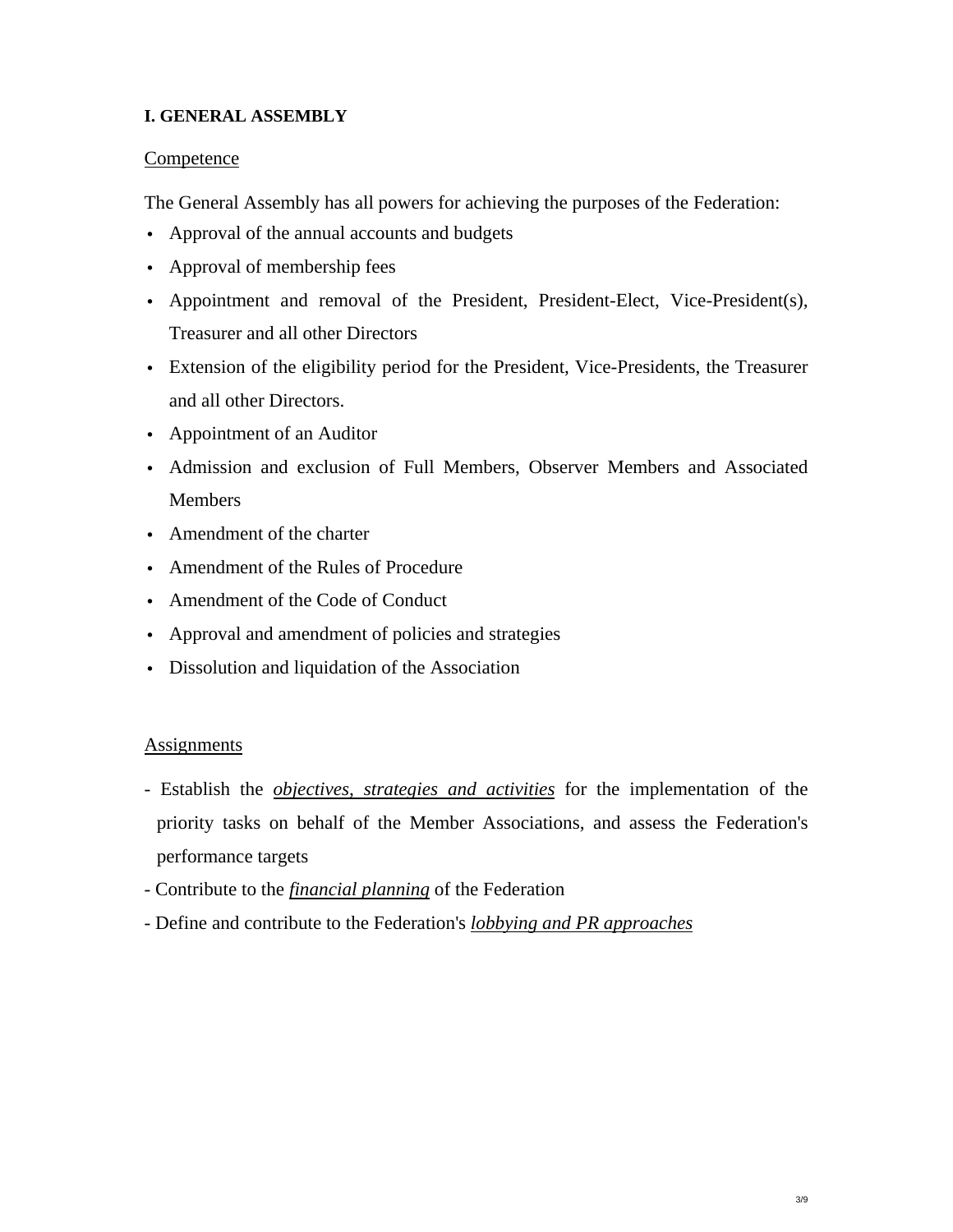## I. GENERAL ASSEMBLY

Competence

The General Assembly has all powers for achieving the purposes of the Federation:

- Approval of the annual accounts and budgets
- Approval of membership fees
- Appointment and removal of the President, President-Elect, Vice-President(s), Treasurer and all other Directors
- Extension of the eligibility period for the President, Vice-Presidents, the Treasurer and all other Directors.
- Appointment of an Auditor
- Admission and exclusion of Full Members, Observer Members and Associated Members
- Amendment of the charter
- Amendment of the Rules of Procedure
- Amendment of the Code of Conduct
- Approval and amendment of policies and strategies
- Dissolution and liquidation of the Association

Assignments

- Establish the ***objectives, strategies and activities*** for the implementation of the priority tasks on behalf of the Member Associations, and assess the Federation's performance targets
- Contribute to the ***financial planning*** of the Federation
- Define and contribute to the Federation's ***lobbying and PR approaches***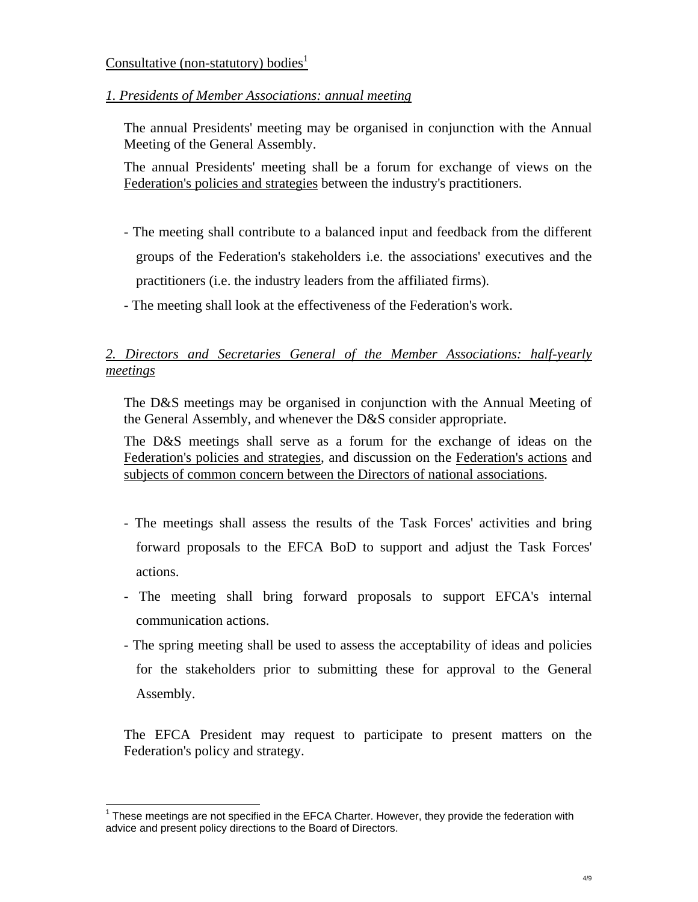Consultative (non-statutory) bodies[1]

*1. Presidents of Member Associations: annual meeting*

The annual Presidents' meeting may be organised in conjunction with the Annual Meeting of the General Assembly.

The annual Presidents' meeting shall be a forum for exchange of views on the Federation's policies and strategies between the industry's practitioners.

- The meeting shall contribute to a balanced input and feedback from the different groups of the Federation's stakeholders i.e. the associations' executives and the practitioners (i.e. the industry leaders from the affiliated firms).
- The meeting shall look at the effectiveness of the Federation's work.

*2. Directors and Secretaries General of the Member Associations: half-yearly meetings*

The D&S meetings may be organised in conjunction with the Annual Meeting of the General Assembly, and whenever the D&S consider appropriate.

The D&S meetings shall serve as a forum for the exchange of ideas on the Federation's policies and strategies, and discussion on the Federation's actions and subjects of common concern between the Directors of national associations.

- The meetings shall assess the results of the Task Forces' activities and bring forward proposals to the EFCA BoD to support and adjust the Task Forces' actions.
- The meeting shall bring forward proposals to support EFCA's internal communication actions.
- The spring meeting shall be used to assess the acceptability of ideas and policies for the stakeholders prior to submitting these for approval to the General Assembly.

The EFCA President may request to participate to present matters on the Federation's policy and strategy.

[1] These meetings are not specified in the EFCA Charter. However, they provide the federation with advice and present policy directions to the Board of Directors.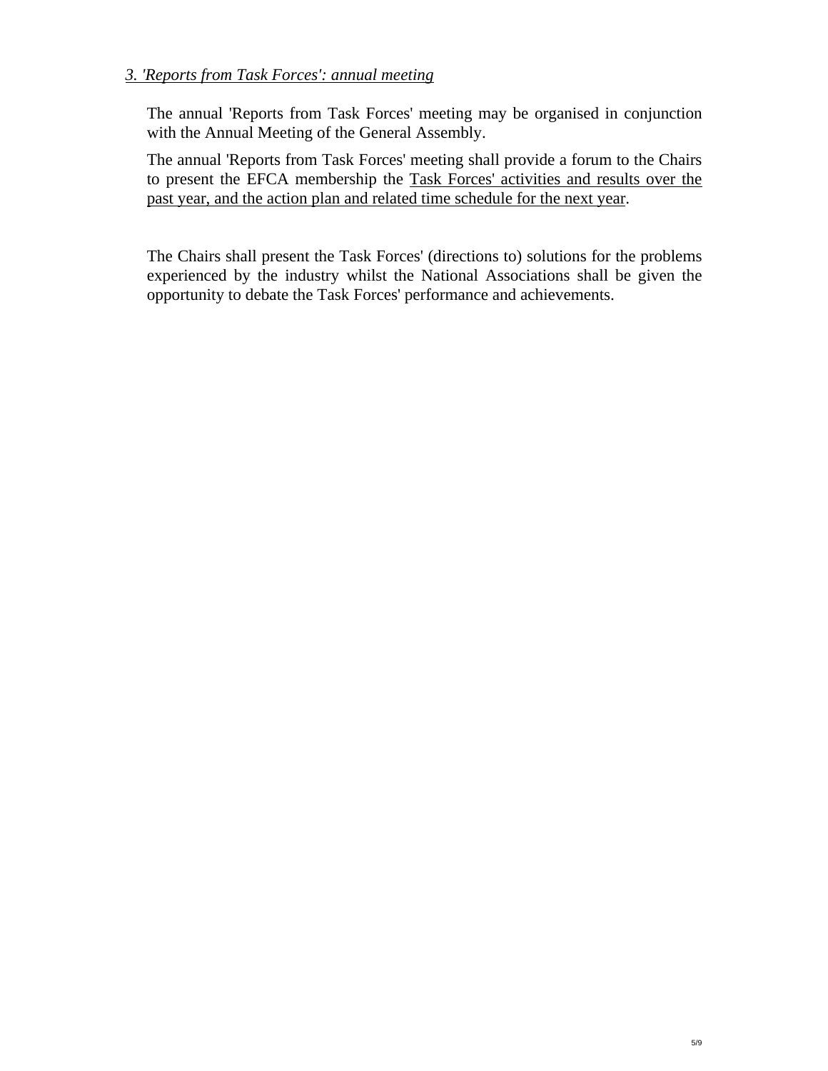### *3. 'Reports from Task Forces': annual meeting*

The annual 'Reports from Task Forces' meeting may be organised in conjunction with the Annual Meeting of the General Assembly.

The annual 'Reports from Task Forces' meeting shall provide a forum to the Chairs to present the EFCA membership the <u>Task Forces' activities and results over the past year, and the action plan and related time schedule for the next year</u>.

The Chairs shall present the Task Forces' (directions to) solutions for the problems experienced by the industry whilst the National Associations shall be given the opportunity to debate the Task Forces' performance and achievements.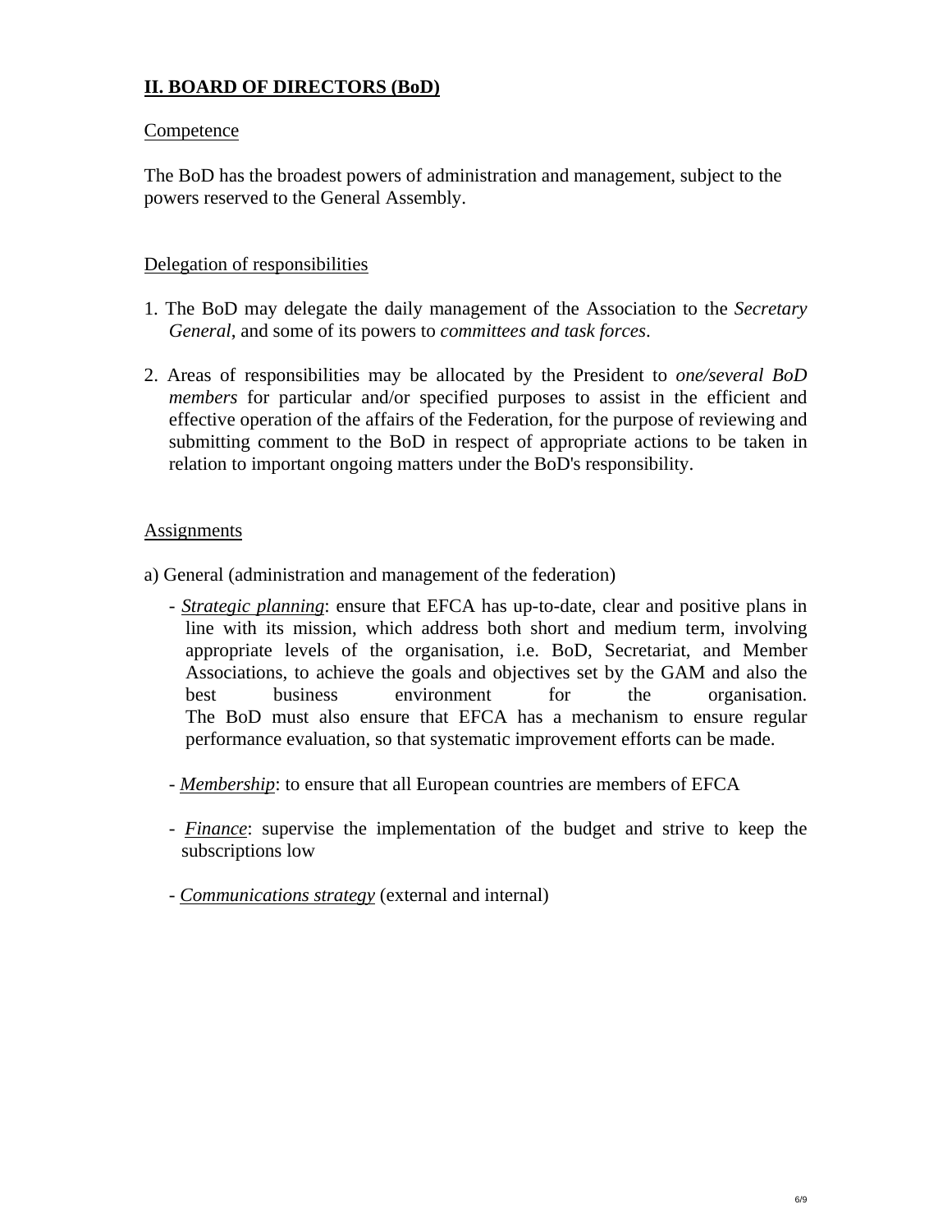## II. BOARD OF DIRECTORS (BoD)

Competence

The BoD has the broadest powers of administration and management, subject to the powers reserved to the General Assembly.

Delegation of responsibilities

1. The BoD may delegate the daily management of the Association to the *Secretary General*, and some of its powers to *committees and task forces*.

2. Areas of responsibilities may be allocated by the President to *one/several BoD members* for particular and/or specified purposes to assist in the efficient and effective operation of the affairs of the Federation, for the purpose of reviewing and submitting comment to the BoD in respect of appropriate actions to be taken in relation to important ongoing matters under the BoD's responsibility.

Assignments

a) General (administration and management of the federation)

- *Strategic planning*: ensure that EFCA has up-to-date, clear and positive plans in line with its mission, which address both short and medium term, involving appropriate levels of the organisation, i.e. BoD, Secretariat, and Member Associations, to achieve the goals and objectives set by the GAM and also the best business environment for the organisation.
  The BoD must also ensure that EFCA has a mechanism to ensure regular performance evaluation, so that systematic improvement efforts can be made.

- *Membership*: to ensure that all European countries are members of EFCA

- *Finance*: supervise the implementation of the budget and strive to keep the subscriptions low

- *Communications strategy* (external and internal)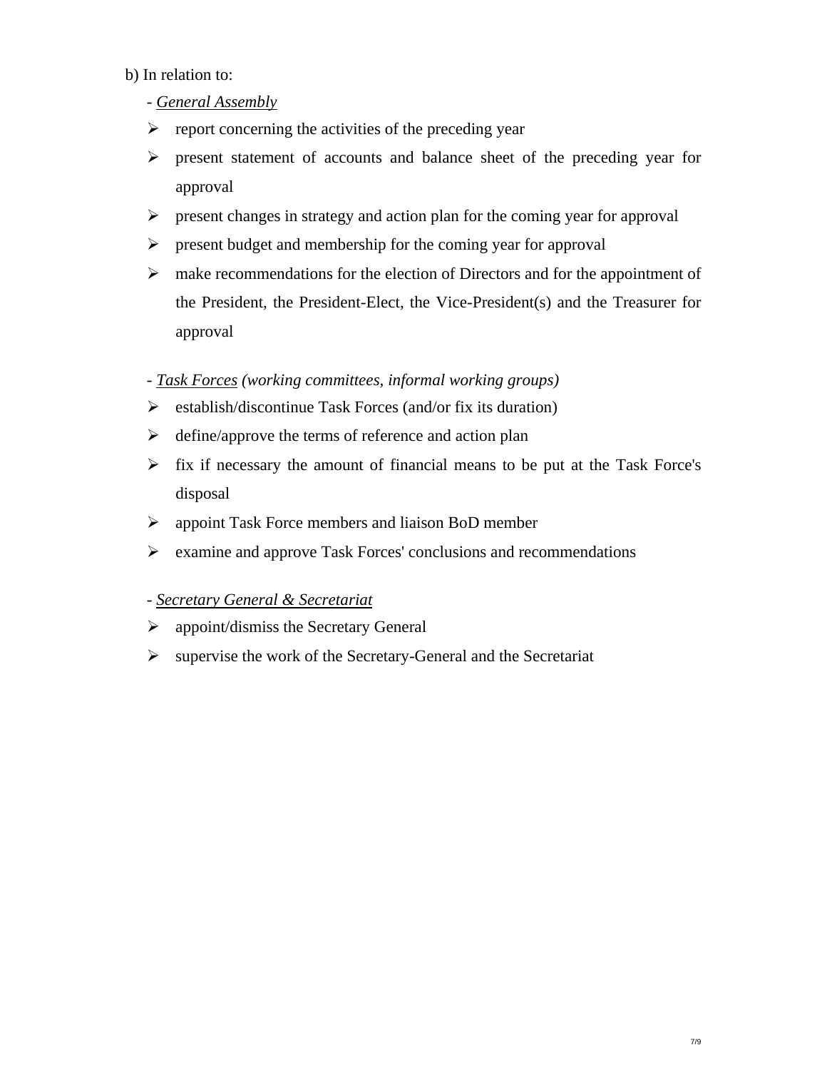b) In relation to:

- <u>*General Assembly*</u>

- report concerning the activities of the preceding year
- present statement of accounts and balance sheet of the preceding year for approval
- present changes in strategy and action plan for the coming year for approval
- present budget and membership for the coming year for approval
- make recommendations for the election of Directors and for the appointment of the President, the President-Elect, the Vice-President(s) and the Treasurer for approval

- <u>*Task Forces*</u> *(working committees, informal working groups)*

- establish/discontinue Task Forces (and/or fix its duration)
- define/approve the terms of reference and action plan
- fix if necessary the amount of financial means to be put at the Task Force's disposal
- appoint Task Force members and liaison BoD member
- examine and approve Task Forces' conclusions and recommendations

- <u>*Secretary General & Secretariat*</u>

- appoint/dismiss the Secretary General
- supervise the work of the Secretary-General and the Secretariat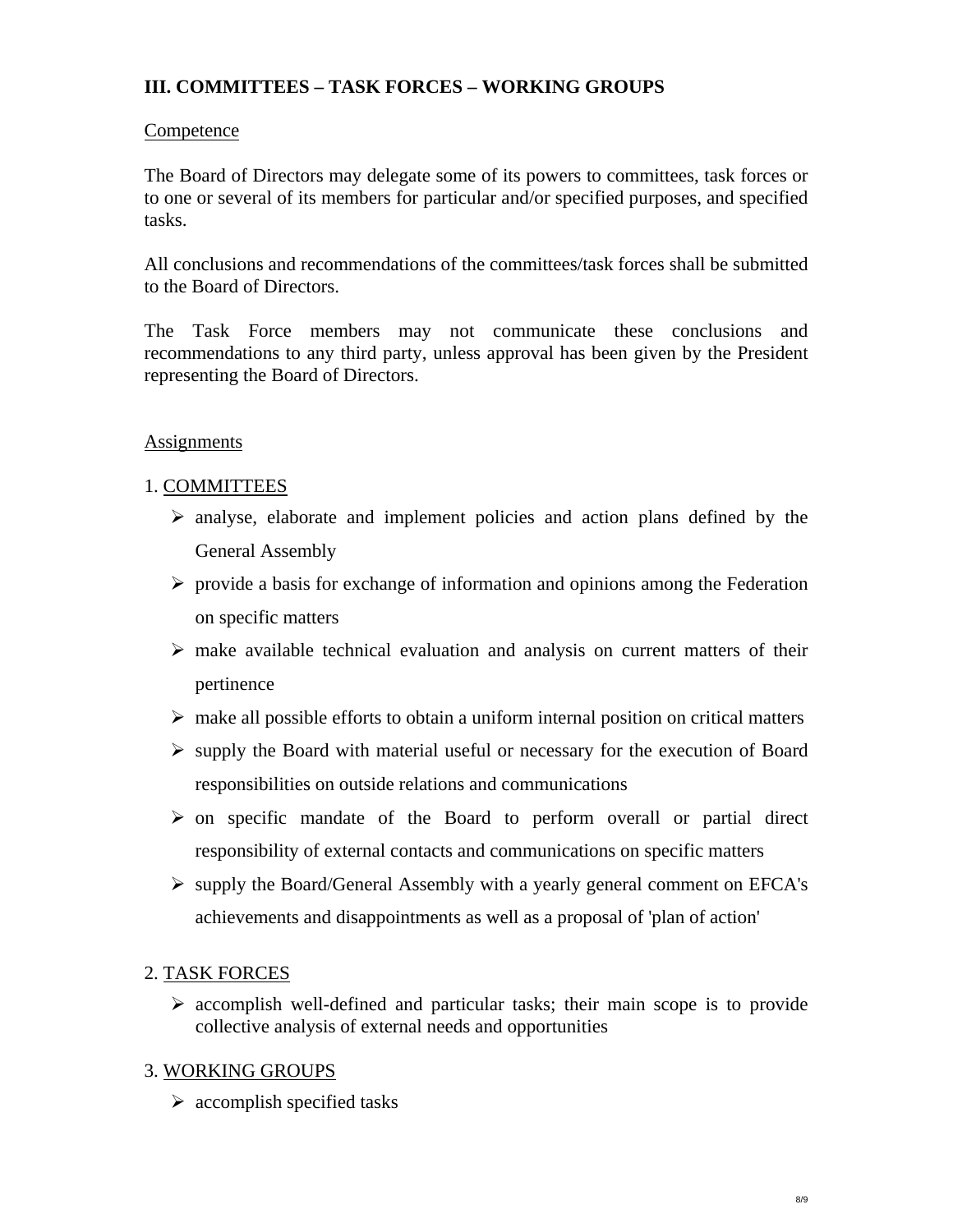## III. COMMITTEES – TASK FORCES – WORKING GROUPS

Competence

The Board of Directors may delegate some of its powers to committees, task forces or to one or several of its members for particular and/or specified purposes, and specified tasks.

All conclusions and recommendations of the committees/task forces shall be submitted to the Board of Directors.

The Task Force members may not communicate these conclusions and recommendations to any third party, unless approval has been given by the President representing the Board of Directors.

Assignments

1. COMMITTEES

- analyse, elaborate and implement policies and action plans defined by the General Assembly
- provide a basis for exchange of information and opinions among the Federation on specific matters
- make available technical evaluation and analysis on current matters of their pertinence
- make all possible efforts to obtain a uniform internal position on critical matters
- supply the Board with material useful or necessary for the execution of Board responsibilities on outside relations and communications
- on specific mandate of the Board to perform overall or partial direct responsibility of external contacts and communications on specific matters
- supply the Board/General Assembly with a yearly general comment on EFCA's achievements and disappointments as well as a proposal of 'plan of action'

2. TASK FORCES

- accomplish well-defined and particular tasks; their main scope is to provide collective analysis of external needs and opportunities

3. WORKING GROUPS

- accomplish specified tasks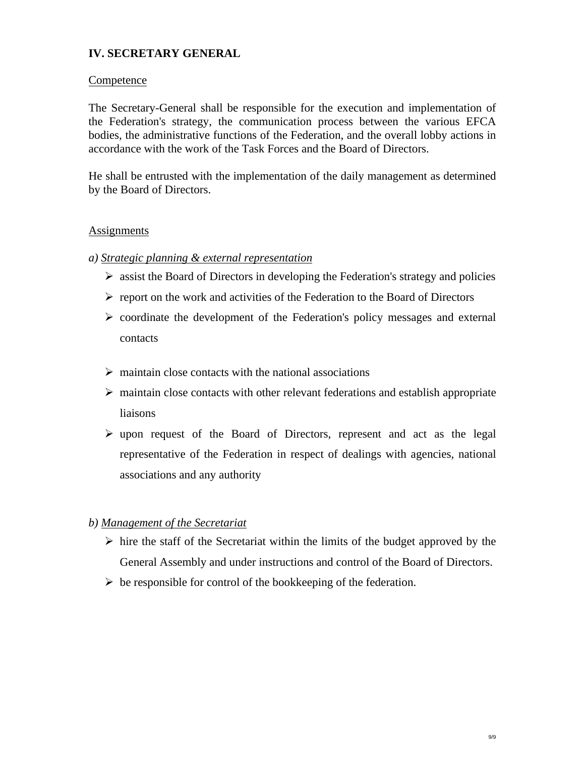## IV. SECRETARY GENERAL

Competence

The Secretary-General shall be responsible for the execution and implementation of the Federation's strategy, the communication process between the various EFCA bodies, the administrative functions of the Federation, and the overall lobby actions in accordance with the work of the Task Forces and the Board of Directors.

He shall be entrusted with the implementation of the daily management as determined by the Board of Directors.

Assignments

*a) Strategic planning & external representation*

- assist the Board of Directors in developing the Federation's strategy and policies
- report on the work and activities of the Federation to the Board of Directors
- coordinate the development of the Federation's policy messages and external contacts
- maintain close contacts with the national associations
- maintain close contacts with other relevant federations and establish appropriate liaisons
- upon request of the Board of Directors, represent and act as the legal representative of the Federation in respect of dealings with agencies, national associations and any authority

*b) Management of the Secretariat*

- hire the staff of the Secretariat within the limits of the budget approved by the General Assembly and under instructions and control of the Board of Directors.
- be responsible for control of the bookkeeping of the federation.